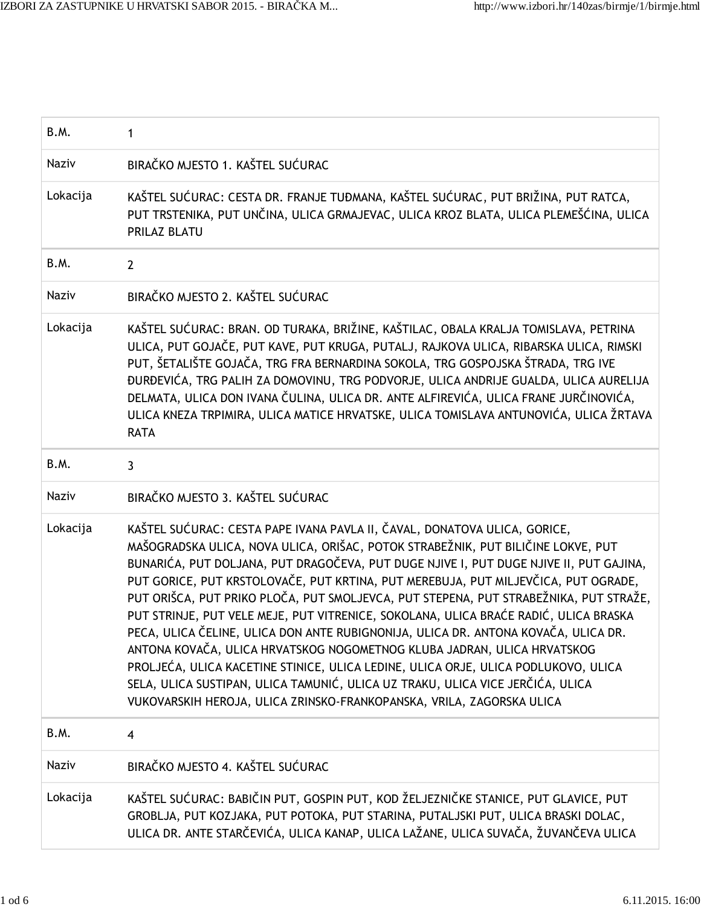| B.M. | 1 |
| --- | --- |
| Naziv | BIRAČKO MJESTO 1. KAŠTEL SUĆURAC |
| Lokacija | KAŠTEL SUĆURAC: CESTA DR. FRANJE TUĐMANA, KAŠTEL SUĆURAC, PUT BRIŽINA, PUT RATCA, PUT TRSTENIKA, PUT UNČINA, ULICA GRMAJEVAC, ULICA KROZ BLATA, ULICA PLEMEŠĆINA, ULICA PRILAZ BLATU |

| B.M. | 2 |
| --- | --- |
| Naziv | BIRAČKO MJESTO 2. KAŠTEL SUĆURAC |
| Lokacija | KAŠTEL SUĆURAC: BRAN. OD TURAKA, BRIŽINE, KAŠTILAC, OBALA KRALJA TOMISLAVA, PETRINA ULICA, PUT GOJAČE, PUT KAVE, PUT KRUGA, PUTALJ, RAJKOVA ULICA, RIBARSKA ULICA, RIMSKI PUT, ŠETALIŠTE GOJAČA, TRG FRA BERNARDINA SOKOLA, TRG GOSPOJSKA ŠTRADA, TRG IVE ĐURĐEVIĆA, TRG PALIH ZA DOMOVINU, TRG PODVORJE, ULICA ANDRIJE GUALDA, ULICA AURELIJA DELMATA, ULICA DON IVANA ČULINA, ULICA DR. ANTE ALFIREVIĆA, ULICA FRANE JURČINOVIĆA, ULICA KNEZA TRPIMIRA, ULICA MATICE HRVATSKE, ULICA TOMISLAVA ANTUNOVIĆA, ULICA ŽRTAVA RATA |

| B.M. | 3 |
| --- | --- |
| Naziv | BIRAČKO MJESTO 3. KAŠTEL SUĆURAC |
| Lokacija | KAŠTEL SUĆURAC: CESTA PAPE IVANA PAVLA II, ČAVAL, DONATOVA ULICA, GORICE, MAŠOGRADSKA ULICA, NOVA ULICA, ORIŠAC, POTOK STRABEŽNIK, PUT BILIČINE LOKVE, PUT BUNARIĆA, PUT DOLJANA, PUT DRAGOČEVA, PUT DUGE NJIVE I, PUT DUGE NJIVE II, PUT GAJINA, PUT GORICE, PUT KRSTOLOVAČE, PUT KRTINA, PUT MEREBUJA, PUT MILJEVČICA, PUT OGRADE, PUT ORIŠCA, PUT PRIKO PLOČA, PUT SMOLJEVCA, PUT STEPENA, PUT STRABEŽNIKA, PUT STRAŽE, PUT STRINJE, PUT VELE MEJE, PUT VITRENICE, SOKOLANA, ULICA BRAĆE RADIĆ, ULICA BRASKA PECA, ULICA ČELINE, ULICA DON ANTE RUBIGNONIJA, ULICA DR. ANTONA KOVAČA, ULICA DR. ANTONA KOVAČA, ULICA HRVATSKOG NOGOMETNOG KLUBA JADRAN, ULICA HRVATSKOG PROLJEĆA, ULICA KACETINE STINICE, ULICA LEDINE, ULICA ORJE, ULICA PODLUKOVO, ULICA SELA, ULICA SUSTIPAN, ULICA TAMUNIĆ, ULICA UZ TRAKU, ULICA VICE JERČIĆA, ULICA VUKOVARSKIH HEROJA, ULICA ZRINSKO-FRANKOPANSKA, VRILA, ZAGORSKA ULICA |

| B.M. | 4 |
| --- | --- |
| Naziv | BIRAČKO MJESTO 4. KAŠTEL SUĆURAC |
| Lokacija | KAŠTEL SUĆURAC: BABIČIN PUT, GOSPIN PUT, KOD ŽELJEZNIČKE STANICE, PUT GLAVICE, PUT GROBLJA, PUT KOZJAKA, PUT POTOKA, PUT STARINA, PUTALJSKI PUT, ULICA BRASKI DOLAC, ULICA DR. ANTE STARČEVIĆA, ULICA KANAP, ULICA LAŽANE, ULICA SUVAČA, ŽUVANČEVA ULICA |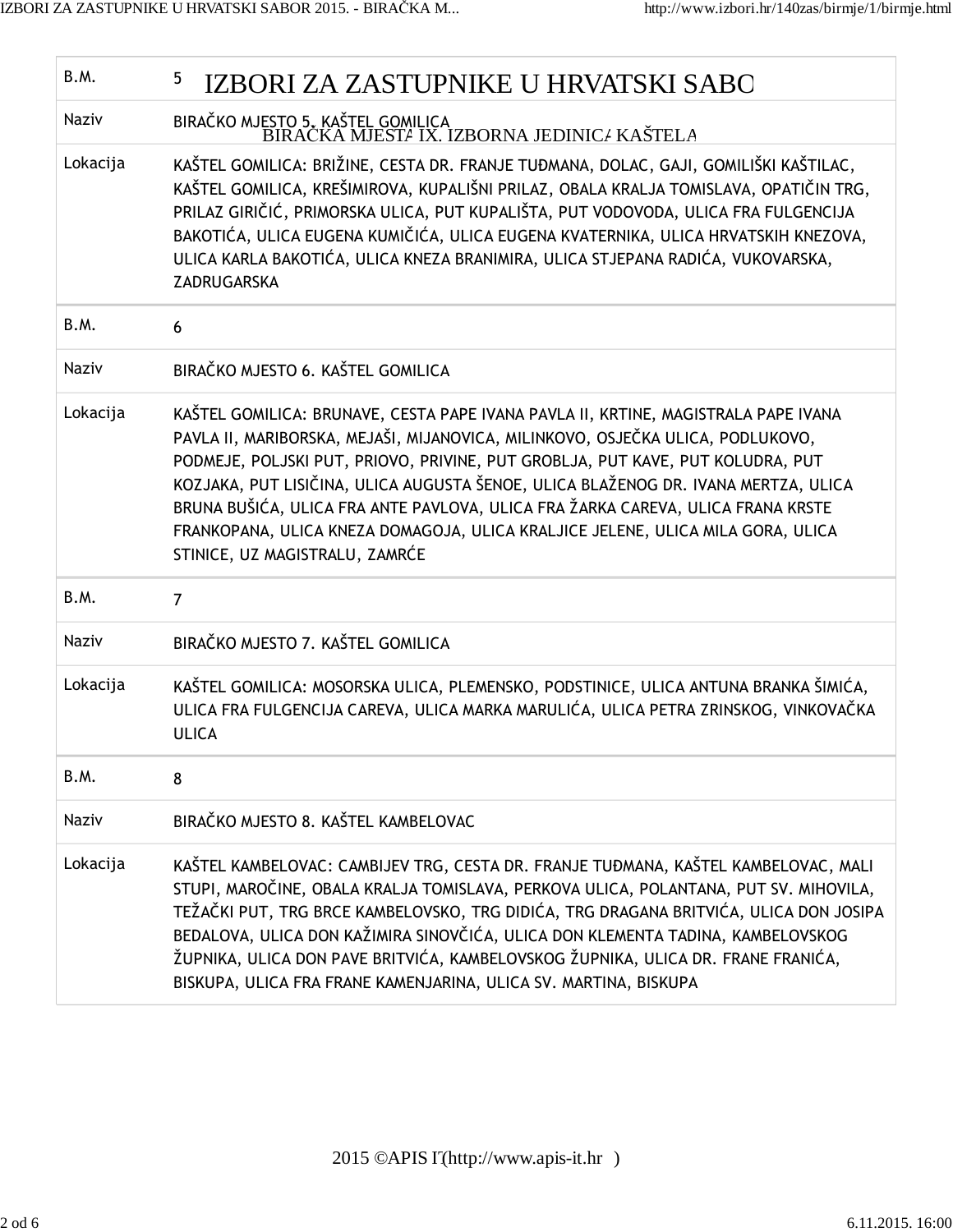| B.M. | 5 |
| --- | --- |
| Naziv | BIRAČKO MJESTO 5. KAŠTEL GOMILICA |
| Lokacija | KAŠTEL GOMILICA: BRIŽINE, CESTA DR. FRANJE TUĐMANA, DOLAC, GAJI, GOMILIŠKI KAŠTILAC, KAŠTEL GOMILICA, KREŠIMIROVA, KUPALIŠNI PRILAZ, OBALA KRALJA TOMISLAVA, OPATIČIN TRG, PRILAZ GIRIČIĆ, PRIMORSKA ULICA, PUT KUPALIŠTA, PUT VODOVODA, ULICA FRA FULGENCIJA BAKOTIĆA, ULICA EUGENA KUMIČIĆA, ULICA EUGENA KVATERNIKA, ULICA HRVATSKIH KNEZOVA, ULICA KARLA BAKOTIĆA, ULICA KNEZA BRANIMIRA, ULICA STJEPANA RADIĆA, VUKOVARSKA, ZADRUGARSKA |
| B.M. | 6 |
| Naziv | BIRAČKO MJESTO 6. KAŠTEL GOMILICA |
| Lokacija | KAŠTEL GOMILICA: BRUNAVE, CESTA PAPE IVANA PAVLA II, KRTINE, MAGISTRALA PAPE IVANA PAVLA II, MARIBORSKA, MEJAŠI, MIJANOVICA, MILINKOVO, OSJEČKA ULICA, PODLUKOVO, PODMEJE, POLJSKI PUT, PRIOVO, PRIVINE, PUT GROBLJA, PUT KAVE, PUT KOLUDRA, PUT KOZJAKA, PUT LISIČINA, ULICA AUGUSTA ŠENOE, ULICA BLAŽENOG DR. IVANA MERTZA, ULICA BRUNA BUŠIĆA, ULICA FRA ANTE PAVLOVA, ULICA FRA ŽARKA CAREVA, ULICA FRANA KRSTE FRANKOPANA, ULICA KNEZA DOMAGOJA, ULICA KRALJICE JELENE, ULICA MILA GORA, ULICA STINICE, UZ MAGISTRALU, ZAMRĆE |
| B.M. | 7 |
| Naziv | BIRAČKO MJESTO 7. KAŠTEL GOMILICA |
| Lokacija | KAŠTEL GOMILICA: MOSORSKA ULICA, PLEMENSKO, PODSTINICE, ULICA ANTUNA BRANKA ŠIMIĆA, ULICA FRA FULGENCIJA CAREVA, ULICA MARKA MARULIĆA, ULICA PETRA ZRINSKOG, VINKOVAČKA ULICA |
| B.M. | 8 |
| Naziv | BIRAČKO MJESTO 8. KAŠTEL KAMBELOVAC |
| Lokacija | KAŠTEL KAMBELOVAC: CAMBIJEV TRG, CESTA DR. FRANJE TUĐMANA, KAŠTEL KAMBELOVAC, MALI STUPI, MAROČINE, OBALA KRALJA TOMISLAVA, PERKOVA ULICA, POLANTANA, PUT SV. MIHOVILA, TEŽAČKI PUT, TRG BRCE KAMBELOVSKO, TRG DIDIĆA, TRG DRAGANA BRITVIĆA, ULICA DON JOSIPA BEDALOVA, ULICA DON KAŽIMIRA SINOVČIĆA, ULICA DON KLEMENTA TADINA, KAMBELOVSKOG ŽUPNIKA, ULICA DON PAVE BRITVIĆA, KAMBELOVSKOG ŽUPNIKA, ULICA DR. FRANE FRANIĆA, BISKUPA, ULICA FRA FRANE KAMENJARINA, ULICA SV. MARTINA, BISKUPA |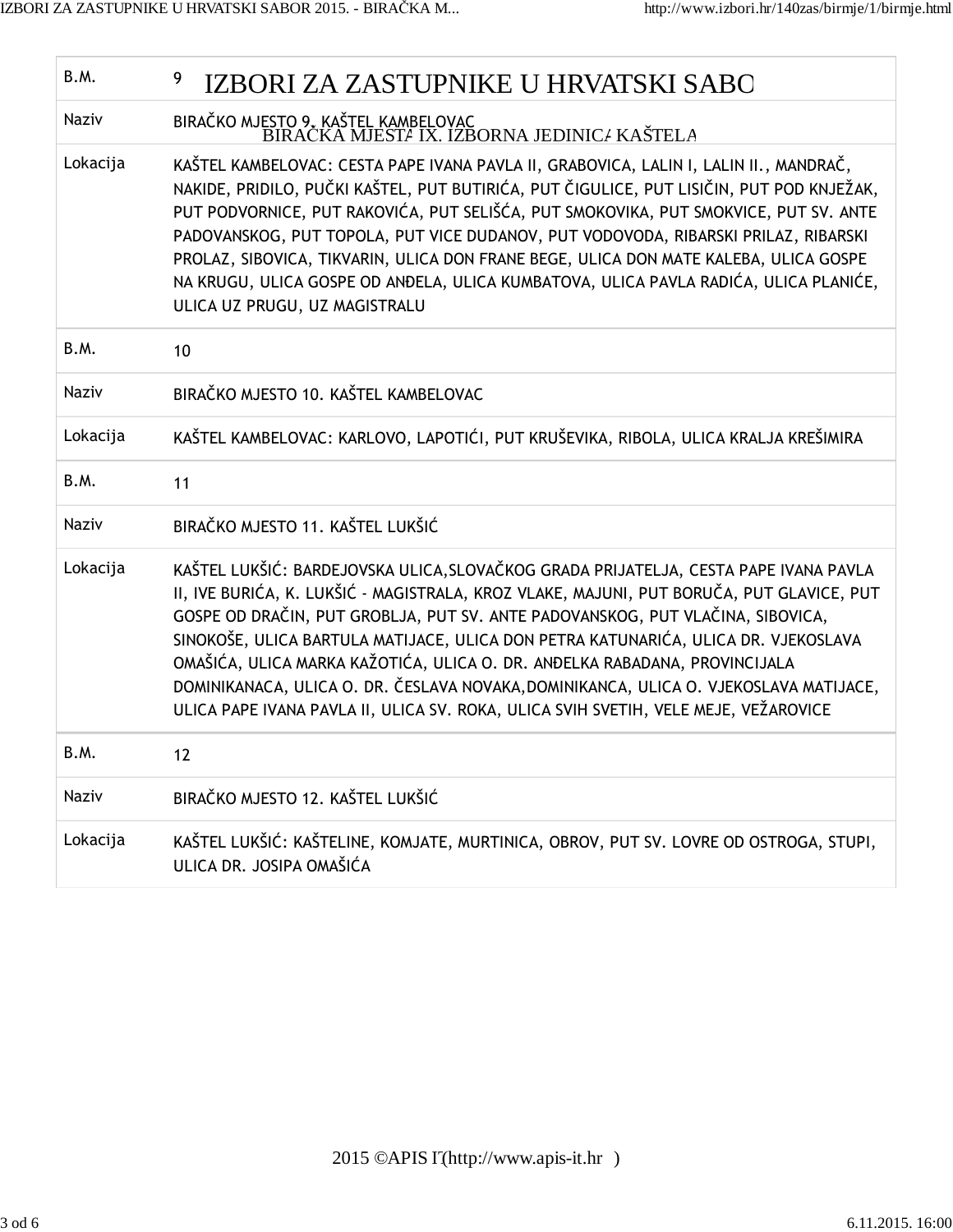# IZBORI ZA ZASTUPNIKE U HRVATSKI SABOR

## BIRAČKA MJESTA IX. IZBORNA JEDINICA KAŠTELA

| | |
|---|---|
| B.M. | 9 |
| Naziv | BIRAČKO MJESTO 9. KAŠTEL KAMBELOVAC |
| Lokacija | KAŠTEL KAMBELOVAC: CESTA PAPE IVANA PAVLA II, GRABOVICA, LALIN I, LALIN II., MANDRAČ, NAKIDE, PRIDILO, PUČKI KAŠTEL, PUT BUTIRIĆA, PUT ČIGULICE, PUT LISIČIN, PUT POD KNJEŽAK, PUT PODVORNICE, PUT RAKOVIĆA, PUT SELIŠĆA, PUT SMOKOVIKA, PUT SMOKVICE, PUT SV. ANTE PADOVANSKOG, PUT TOPOLA, PUT VICE DUDANOV, PUT VODOVODA, RIBARSKI PRILAZ, RIBARSKI PROLAZ, SIBOVICA, TIKVARIN, ULICA DON FRANE BEGE, ULICA DON MATE KALEBA, ULICA GOSPE NA KRUGU, ULICA GOSPE OD ANĐELA, ULICA KUMBATOVA, ULICA PAVLA RADIĆA, ULICA PLANIĆE, ULICA UZ PRUGU, UZ MAGISTRALU |
| B.M. | 10 |
| Naziv | BIRAČKO MJESTO 10. KAŠTEL KAMBELOVAC |
| Lokacija | KAŠTEL KAMBELOVAC: KARLOVO, LAPOTIĆI, PUT KRUŠEVIKA, RIBOLA, ULICA KRALJA KREŠIMIRA |
| B.M. | 11 |
| Naziv | BIRAČKO MJESTO 11. KAŠTEL LUKŠIĆ |
| Lokacija | KAŠTEL LUKŠIĆ: BARDEJOVSKA ULICA,SLOVAČKOG GRADA PRIJATELJA, CESTA PAPE IVANA PAVLA II, IVE BURIĆA, K. LUKŠIĆ - MAGISTRALA, KROZ VLAKE, MAJUNI, PUT BORUČA, PUT GLAVICE, PUT GOSPE OD DRAČIN, PUT GROBLJA, PUT SV. ANTE PADOVANSKOG, PUT VLAČINA, SIBOVICA, SINOKOŠE, ULICA BARTULA MATIJACE, ULICA DON PETRA KATUNARIĆA, ULICA DR. VJEKOSLAVA OMAŠIĆA, ULICA MARKA KAŽOTIĆA, ULICA O. DR. ANĐELKA RABADANA, PROVINCIJALA DOMINIKANACA, ULICA O. DR. ČESLAVA NOVAKA,DOMINIKANCA, ULICA O. VJEKOSLAVA MATIJACE, ULICA PAPE IVANA PAVLA II, ULICA SV. ROKA, ULICA SVIH SVETIH, VELE MEJE, VEŽAROVICE |
| B.M. | 12 |
| Naziv | BIRAČKO MJESTO 12. KAŠTEL LUKŠIĆ |
| Lokacija | KAŠTEL LUKŠIĆ: KAŠTELINE, KOMJATE, MURTINICA, OBROV, PUT SV. LOVRE OD OSTROGA, STUPI, ULICA DR. JOSIPA OMAŠIĆA |

2015 ©APIS IT (http://www.apis-it.hr )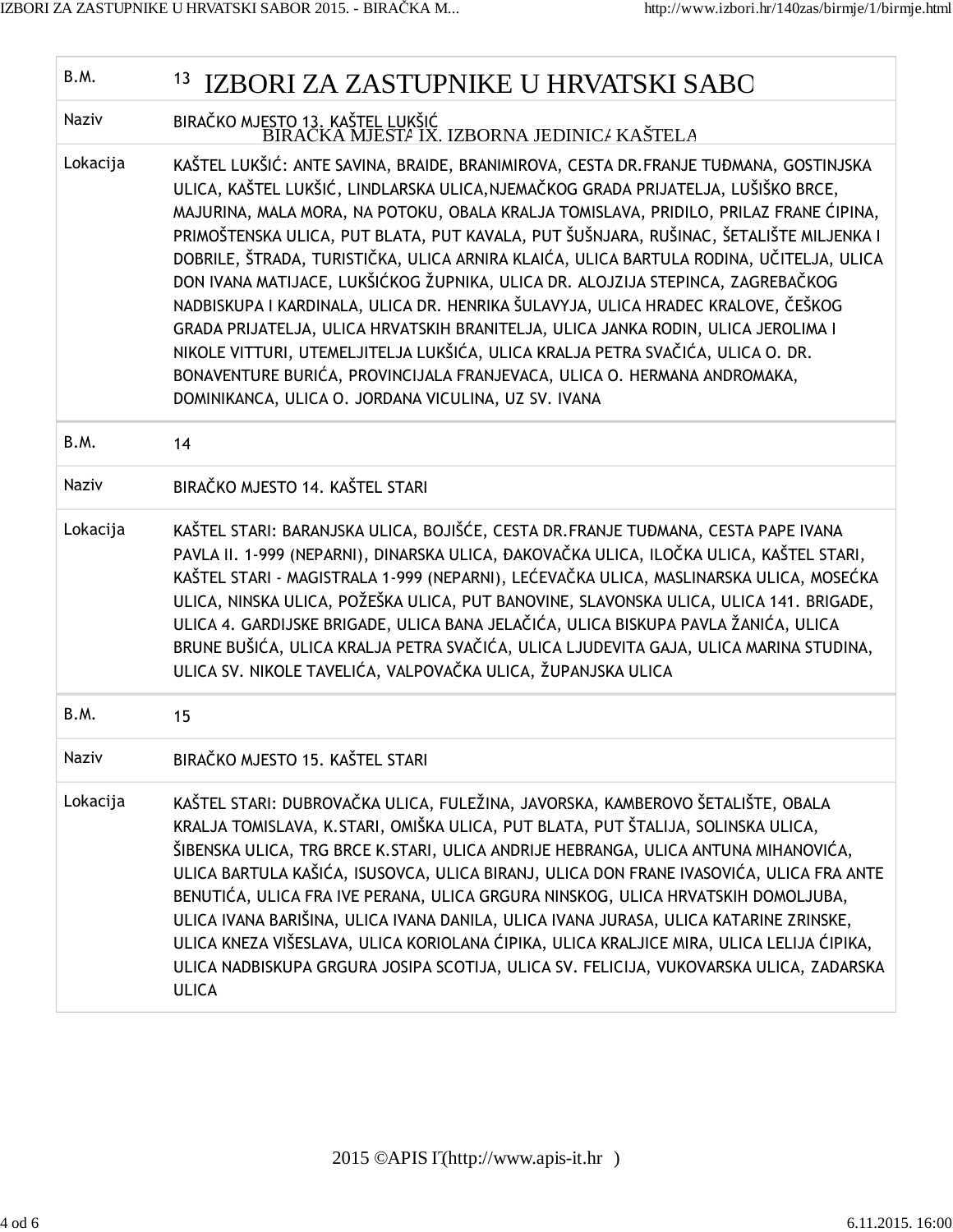# IZBORI ZA ZASTUPNIKE U HRVATSKI SABOR

## BIRAČKA MJESTA IX. IZBORNA JEDINICA KAŠTELA

| | |
|---|---|
| B.M. | 13 |
| Naziv | BIRAČKO MJESTO 13. KAŠTEL LUKŠIĆ |
| Lokacija | KAŠTEL LUKŠIĆ: ANTE SAVINA, BRAIDE, BRANIMIROVA, CESTA DR.FRANJE TUĐMANA, GOSTINJSKA ULICA, KAŠTEL LUKŠIĆ, LINDLARSKA ULICA,NJEMAČKOG GRADA PRIJATELJA, LUŠIŠKO BRCE, MAJURINA, MALA MORA, NA POTOKU, OBALA KRALJA TOMISLAVA, PRIDILO, PRILAZ FRANE ĆIPINA, PRIMOŠTENSKA ULICA, PUT BLATA, PUT KAVALA, PUT ŠUŠNJARA, RUŠINAC, ŠETALIŠTE MILJENKA I DOBRILE, ŠTRADA, TURISTIČKA, ULICA ARNIRA KLAIĆA, ULICA BARTULA RODINA, UČITELJA, ULICA DON IVANA MATIJACE, LUKŠIĆKOG ŽUPNIKA, ULICA DR. ALOJZIJA STEPINCA, ZAGREBAČKOG NADBISKUPA I KARDINALA, ULICA DR. HENRIKA ŠULAVYJA, ULICA HRADEC KRALOVE, ČEŠKOG GRADA PRIJATELJA, ULICA HRVATSKIH BRANITELJA, ULICA JANKA RODIN, ULICA JEROLIMA I NIKOLE VITTURI, UTEMELJITELJA LUKŠIĆA, ULICA KRALJA PETRA SVAČIĆA, ULICA O. DR. BONAVENTURE BURIĆA, PROVINCIJALA FRANJEVACA, ULICA O. HERMANA ANDROMAKA, DOMINIKANCA, ULICA O. JORDANA VICULINA, UZ SV. IVANA |
| B.M. | 14 |
| Naziv | BIRAČKO MJESTO 14. KAŠTEL STARI |
| Lokacija | KAŠTEL STARI: BARANJSKA ULICA, BOJIŠĆE, CESTA DR.FRANJE TUĐMANA, CESTA PAPE IVANA PAVLA II. 1-999 (NEPARNI), DINARSKA ULICA, ĐAKOVAČKA ULICA, ILOČKA ULICA, KAŠTEL STARI, KAŠTEL STARI - MAGISTRALA 1-999 (NEPARNI), LEĆEVAČKA ULICA, MASLINARSKA ULICA, MOSEĆKA ULICA, NINSKA ULICA, POŽEŠKA ULICA, PUT BANOVINE, SLAVONSKA ULICA, ULICA 141. BRIGADE, ULICA 4. GARDIJSKE BRIGADE, ULICA BANA JELAČIĆA, ULICA BISKUPA PAVLA ŽANIĆA, ULICA BRUNE BUŠIĆA, ULICA KRALJA PETRA SVAČIĆA, ULICA LJUDEVITA GAJA, ULICA MARINA STUDINA, ULICA SV. NIKOLE TAVELIĆA, VALPOVAČKA ULICA, ŽUPANJSKA ULICA |
| B.M. | 15 |
| Naziv | BIRAČKO MJESTO 15. KAŠTEL STARI |
| Lokacija | KAŠTEL STARI: DUBROVAČKA ULICA, FULEŽINA, JAVORSKA, KAMBEROVO ŠETALIŠTE, OBALA KRALJA TOMISLAVA, K.STARI, OMIŠKA ULICA, PUT BLATA, PUT ŠTALIJA, SOLINSKA ULICA, ŠIBENSKA ULICA, TRG BRCE K.STARI, ULICA ANDRIJE HEBRANGA, ULICA ANTUNA MIHANOVIĆA, ULICA BARTULA KAŠIĆA, ISUSOVCA, ULICA BIRANJ, ULICA DON FRANE IVASOVIĆA, ULICA FRA ANTE BENUTIĆA, ULICA FRA IVE PERANA, ULICA GRGURA NINSKOG, ULICA HRVATSKIH DOMOLJUBA, ULICA IVANA BARIŠINA, ULICA IVANA DANILA, ULICA IVANA JURASA, ULICA KATARINE ZRINSKE, ULICA KNEZA VIŠESLAVA, ULICA KORIOLANA ĆIPIKA, ULICA KRALJICE MIRA, ULICA LELIJA ĆIPIKA, ULICA NADBISKUPA GRGURA JOSIPA SCOTIJA, ULICA SV. FELICIJA, VUKOVARSKA ULICA, ZADARSKA ULICA |

2015 ©APIS IT (http://www.apis-it.hr)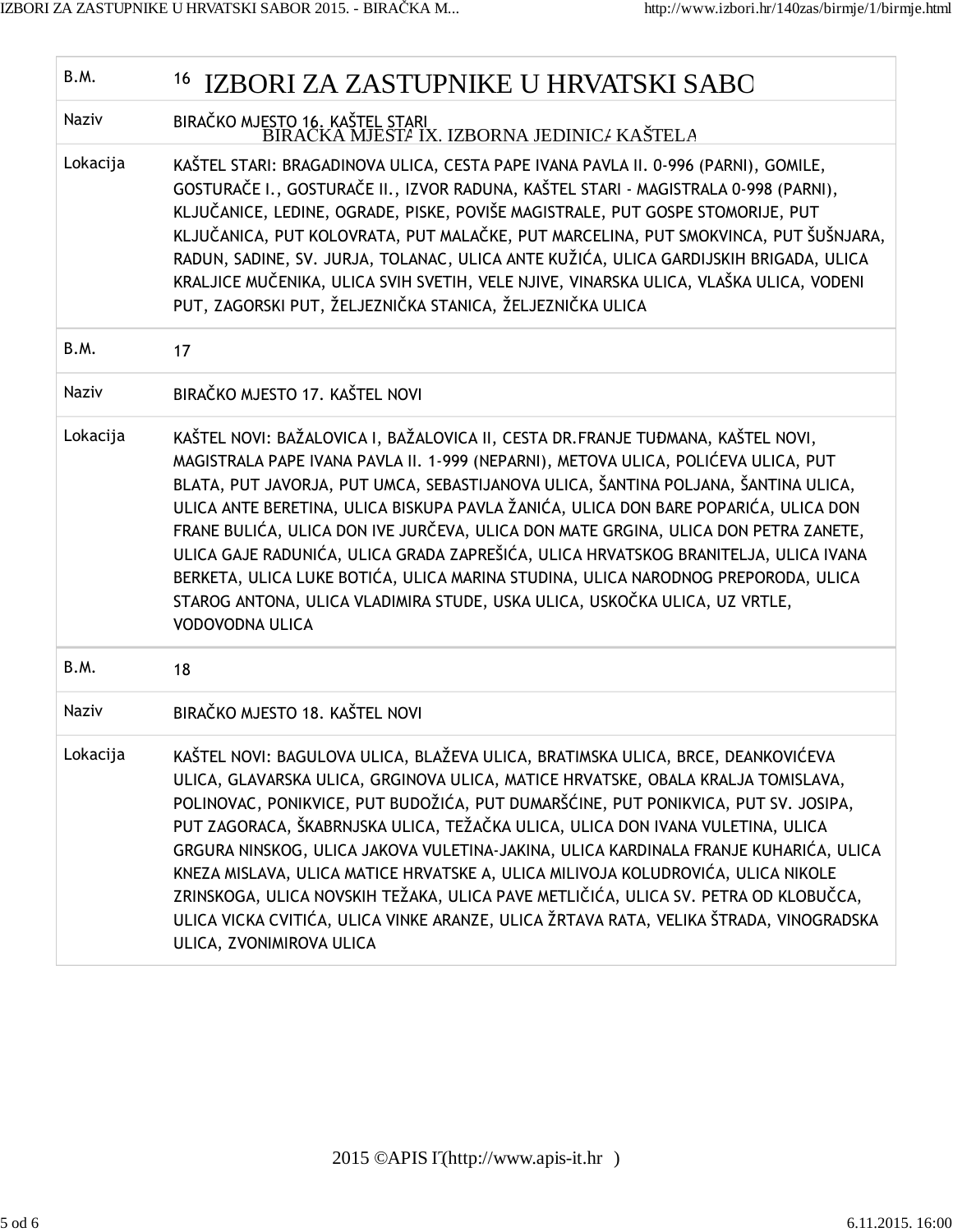| B.M. | 16 |
| --- | --- |
| Naziv | BIRAČKO MJESTO 16. KAŠTEL STARI |
| Lokacija | KAŠTEL STARI: BRAGADINOVA ULICA, CESTA PAPE IVANA PAVLA II. 0-996 (PARNI), GOMILE, GOSTURAČE I., GOSTURAČE II., IZVOR RADUNA, KAŠTEL STARI - MAGISTRALA 0-998 (PARNI), KLJUČANICE, LEDINE, OGRADE, PISKE, POVIŠE MAGISTRALE, PUT GOSPE STOMORIJE, PUT KLJUČANICA, PUT KOLOVRATA, PUT MALAČKE, PUT MARCELINA, PUT SMOKVINCA, PUT ŠUŠNJARA, RADUN, SADINE, SV. JURJA, TOLANAC, ULICA ANTE KUŽIĆA, ULICA GARDIJSKIH BRIGADA, ULICA KRALJICE MUČENIKA, ULICA SVIH SVETIH, VELE NJIVE, VINARSKA ULICA, VLAŠKA ULICA, VODENI PUT, ZAGORSKI PUT, ŽELJEZNIČKA STANICA, ŽELJEZNIČKA ULICA |
| B.M. | 17 |
| Naziv | BIRAČKO MJESTO 17. KAŠTEL NOVI |
| Lokacija | KAŠTEL NOVI: BAŽALOVICA I, BAŽALOVICA II, CESTA DR.FRANJE TUĐMANA, KAŠTEL NOVI, MAGISTRALA PAPE IVANA PAVLA II. 1-999 (NEPARNI), METOVA ULICA, POLIĆEVA ULICA, PUT BLATA, PUT JAVORJA, PUT UMCA, SEBASTIJANOVA ULICA, ŠANTINA POLJANA, ŠANTINA ULICA, ULICA ANTE BERETINA, ULICA BISKUPA PAVLA ŽANIĆA, ULICA DON BARE POPARIĆA, ULICA DON FRANE BULIĆA, ULICA DON IVE JURČEVA, ULICA DON MATE GRGINA, ULICA DON PETRA ZANETE, ULICA GAJE RADUNIĆA, ULICA GRADA ZAPREŠIĆA, ULICA HRVATSKOG BRANITELJA, ULICA IVANA BERKETA, ULICA LUKE BOTIĆA, ULICA MARINA STUDINA, ULICA NARODNOG PREPORODA, ULICA STAROG ANTONA, ULICA VLADIMIRA STUDE, USKA ULICA, USKOČKA ULICA, UZ VRTLE, VODOVODNA ULICA |
| B.M. | 18 |
| Naziv | BIRAČKO MJESTO 18. KAŠTEL NOVI |
| Lokacija | KAŠTEL NOVI: BAGULOVA ULICA, BLAŽEVA ULICA, BRATIMSKA ULICA, BRCE, DEANKOVIĆEVA ULICA, GLAVARSKA ULICA, GRGINOVA ULICA, MATICE HRVATSKE, OBALA KRALJA TOMISLAVA, POLINOVAC, PONIKVICE, PUT BUDOŽIĆA, PUT DUMARŠĆINE, PUT PONIKVICA, PUT SV. JOSIPA, PUT ZAGORACA, ŠKABRNJSKA ULICA, TEŽAČKA ULICA, ULICA DON IVANA VULETINA, ULICA GRGURA NINSKOG, ULICA JAKOVA VULETINA-JAKINA, ULICA KARDINALA FRANJE KUHARIĆA, ULICA KNEZA MISLAVA, ULICA MATICE HRVATSKE A, ULICA MILIVOJA KOLUDROVIĆA, ULICA NIKOLE ZRINSKOGA, ULICA NOVSKIH TEŽAKA, ULICA PAVE METLIČIĆA, ULICA SV. PETRA OD KLOBUČCA, ULICA VICKA CVITIĆA, ULICA VINKE ARANZE, ULICA ŽRTAVA RATA, VELIKA ŠTRADA, VINOGRADSKA ULICA, ZVONIMIROVA ULICA |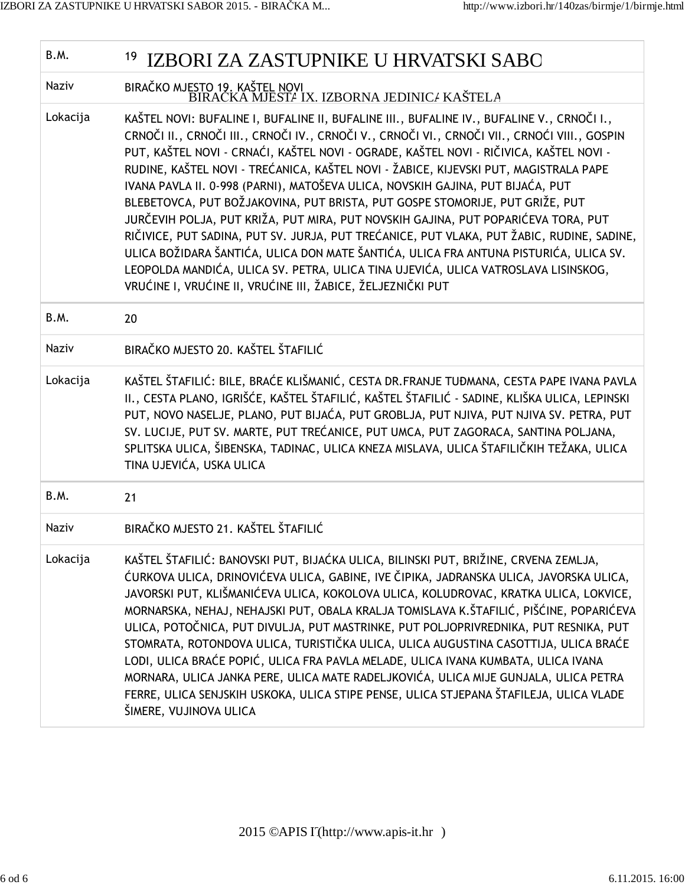| | |
|---|---|
| B.M. | 19 |
| Naziv | BIRAČKO MJESTO 19. KAŠTEL NOVI |
| Lokacija | KAŠTEL NOVI: BUFALINE I, BUFALINE II, BUFALINE III., BUFALINE IV., BUFALINE V., CRNOČI I., CRNOČI II., CRNOČI III., CRNOČI IV., CRNOČI V., CRNOČI VI., CRNOČI VII., CRNOĆI VIII., GOSPIN PUT, KAŠTEL NOVI - CRNAĆI, KAŠTEL NOVI - OGRADE, KAŠTEL NOVI - RIČIVICA, KAŠTEL NOVI - RUDINE, KAŠTEL NOVI - TREĆANICA, KAŠTEL NOVI - ŽABICE, KIJEVSKI PUT, MAGISTRALA PAPE IVANA PAVLA II. 0-998 (PARNI), MATOŠEVA ULICA, NOVSKIH GAJINA, PUT BIJAĆA, PUT BLEBETOVCA, PUT BOŽJAKOVINA, PUT BRISTA, PUT GOSPE STOMORIJE, PUT GRIŽE, PUT JURČEVIH POLJA, PUT KRIŽA, PUT MIRA, PUT NOVSKIH GAJINA, PUT POPARIĆEVA TORA, PUT RIČIVICE, PUT SADINA, PUT SV. JURJA, PUT TREĆANICE, PUT VLAKA, PUT ŽABIC, RUDINE, SADINE, ULICA BOŽIDARA ŠANTIĆA, ULICA DON MATE ŠANTIĆA, ULICA FRA ANTUNA PISTURIĆA, ULICA SV. LEOPOLDA MANDIĆA, ULICA SV. PETRA, ULICA TINA UJEVIĆA, ULICA VATROSLAVA LISINSKOG, VRUĆINE I, VRUĆINE II, VRUĆINE III, ŽABICE, ŽELJEZNIČKI PUT |
| B.M. | 20 |
| Naziv | BIRAČKO MJESTO 20. KAŠTEL ŠTAFILIĆ |
| Lokacija | KAŠTEL ŠTAFILIĆ: BILE, BRAĆE KLIŠMANIĆ, CESTA DR.FRANJE TUĐMANA, CESTA PAPE IVANA PAVLA II., CESTA PLANO, IGRIŠĆE, KAŠTEL ŠTAFILIĆ, KAŠTEL ŠTAFILIĆ - SADINE, KLIŠKA ULICA, LEPINSKI PUT, NOVO NASELJE, PLANO, PUT BIJAĆA, PUT GROBLJA, PUT NJIVA, PUT NJIVA SV. PETRA, PUT SV. LUCIJE, PUT SV. MARTE, PUT TREĆANICE, PUT UMCA, PUT ZAGORACA, SANTINA POLJANA, SPLITSKA ULICA, ŠIBENSKA, TADINAC, ULICA KNEZA MISLAVA, ULICA ŠTAFILIČKIH TEŽAKA, ULICA TINA UJEVIĆA, USKA ULICA |
| B.M. | 21 |
| Naziv | BIRAČKO MJESTO 21. KAŠTEL ŠTAFILIĆ |
| Lokacija | KAŠTEL ŠTAFILIĆ: BANOVSKI PUT, BIJAĆKA ULICA, BILINSKI PUT, BRIŽINE, CRVENA ZEMLJA, ĆURKOVA ULICA, DRINOVIĆEVA ULICA, GABINE, IVE ČIPIKA, JADRANSKA ULICA, JAVORSKA ULICA, JAVORSKI PUT, KLIŠMANIĆEVA ULICA, KOKOLOVA ULICA, KOLUDROVAC, KRATKA ULICA, LOKVICE, MORNARSKA, NEHAJ, NEHAJSKI PUT, OBALA KRALJA TOMISLAVA K.ŠTAFILIĆ, PIŠĆINE, POPARIĆEVA ULICA, POTOČNICA, PUT DIVULJA, PUT MASTRINKE, PUT POLJOPRIVREDNIKA, PUT RESNIKA, PUT STOMRATA, ROTONDOVA ULICA, TURISTIČKA ULICA, ULICA AUGUSTINA CASOTTIJA, ULICA BRAĆE LODI, ULICA BRAĆE POPIĆ, ULICA FRA PAVLA MELADE, ULICA IVANA KUMBATA, ULICA IVANA MORNARA, ULICA JANKA PERE, ULICA MATE RADELJKOVIĆA, ULICA MIJE GUNJALA, ULICA PETRA FERRE, ULICA SENJSKIH USKOKA, ULICA STIPE PENSE, ULICA STJEPANA ŠTAFILEJA, ULICA VLADE ŠIMERE, VUJINOVA ULICA |